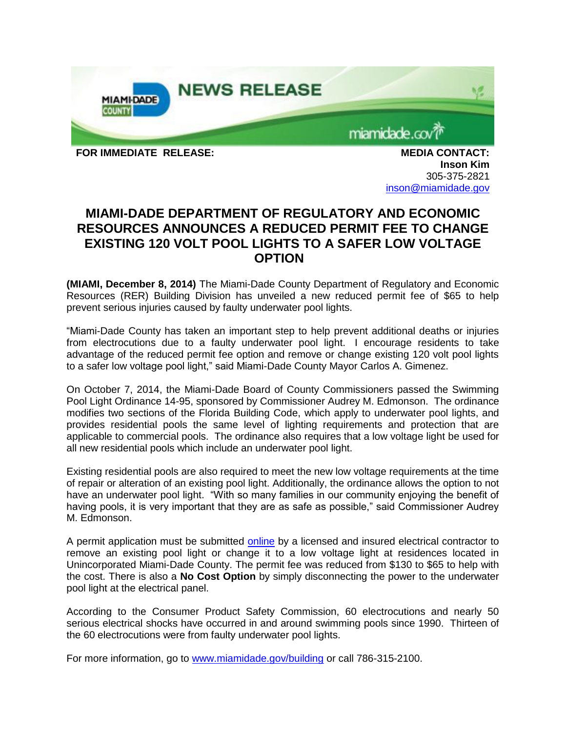MIAMI-DADE COUNTY NEWS RELEASE

miamidade.gov

**FOR IMMEDIATE RELEASE:**

**MEDIA CONTACT:**
**Inson Kim**
305-375-2821
[inson@miamidade.gov](mailto:inson@miamidade.gov)

# MIAMI-DADE DEPARTMENT OF REGULATORY AND ECONOMIC RESOURCES ANNOUNCES A REDUCED PERMIT FEE TO CHANGE EXISTING 120 VOLT POOL LIGHTS TO A SAFER LOW VOLTAGE OPTION

**(MIAMI, December 8, 2014)** The Miami-Dade County Department of Regulatory and Economic Resources (RER) Building Division has unveiled a new reduced permit fee of $65 to help prevent serious injuries caused by faulty underwater pool lights.

"Miami-Dade County has taken an important step to help prevent additional deaths or injuries from electrocutions due to a faulty underwater pool light. I encourage residents to take advantage of the reduced permit fee option and remove or change existing 120 volt pool lights to a safer low voltage pool light," said Miami-Dade County Mayor Carlos A. Gimenez.

On October 7, 2014, the Miami-Dade Board of County Commissioners passed the Swimming Pool Light Ordinance 14-95, sponsored by Commissioner Audrey M. Edmonson. The ordinance modifies two sections of the Florida Building Code, which apply to underwater pool lights, and provides residential pools the same level of lighting requirements and protection that are applicable to commercial pools. The ordinance also requires that a low voltage light be used for all new residential pools which include an underwater pool light.

Existing residential pools are also required to meet the new low voltage requirements at the time of repair or alteration of an existing pool light. Additionally, the ordinance allows the option to not have an underwater pool light. "With so many families in our community enjoying the benefit of having pools, it is very important that they are as safe as possible," said Commissioner Audrey M. Edmonson.

A permit application must be submitted online by a licensed and insured electrical contractor to remove an existing pool light or change it to a low voltage light at residences located in Unincorporated Miami-Dade County. The permit fee was reduced from $130 to $65 to help with the cost. There is also a **No Cost Option** by simply disconnecting the power to the underwater pool light at the electrical panel.

According to the Consumer Product Safety Commission, 60 electrocutions and nearly 50 serious electrical shocks have occurred in and around swimming pools since 1990. Thirteen of the 60 electrocutions were from faulty underwater pool lights.

For more information, go to [www.miamidade.gov/building](http://www.miamidade.gov/building) or call 786-315-2100.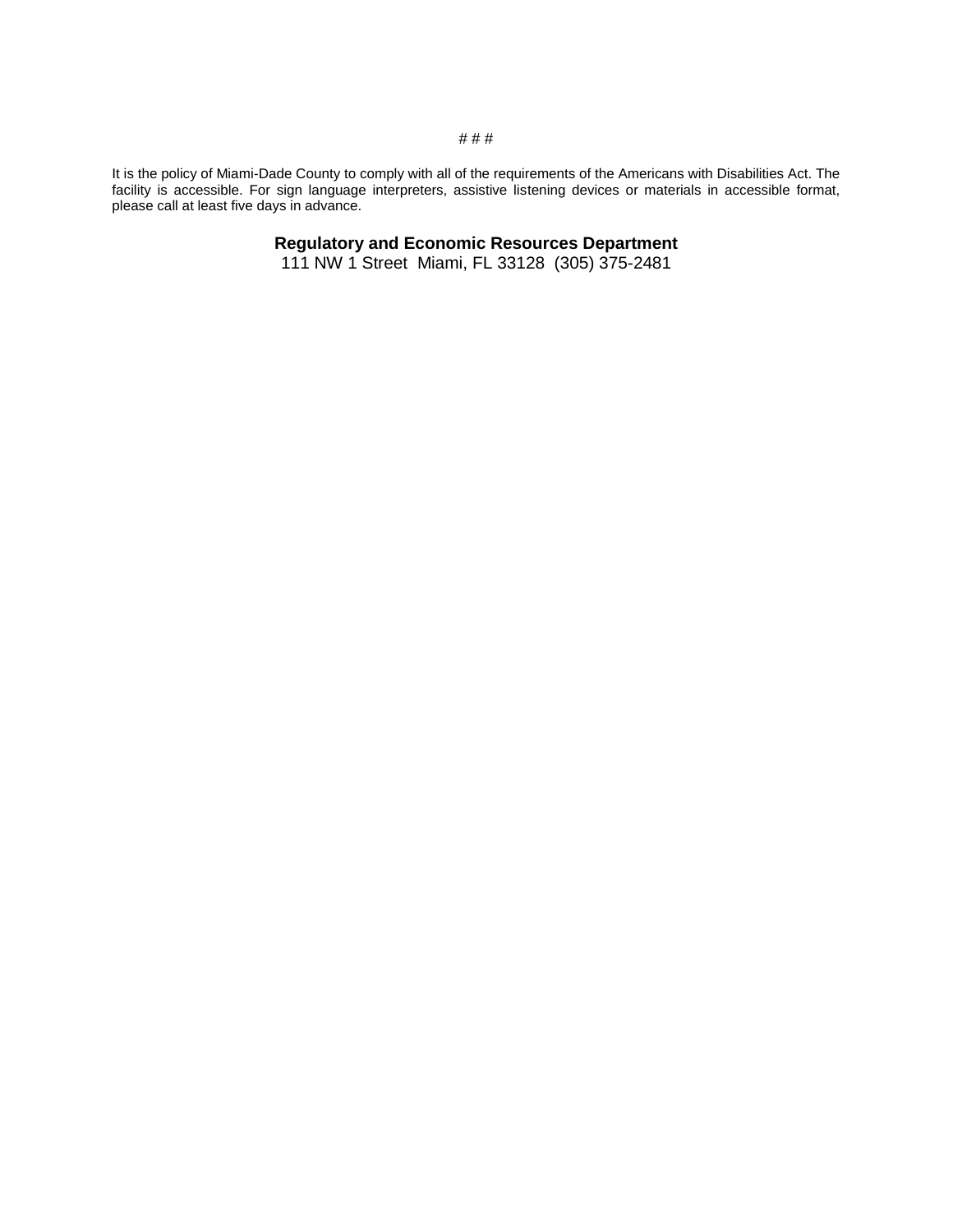# # #

It is the policy of Miami-Dade County to comply with all of the requirements of the Americans with Disabilities Act. The facility is accessible. For sign language interpreters, assistive listening devices or materials in accessible format, please call at least five days in advance.

**Regulatory and Economic Resources Department**
111 NW 1 Street  Miami, FL 33128  (305) 375-2481